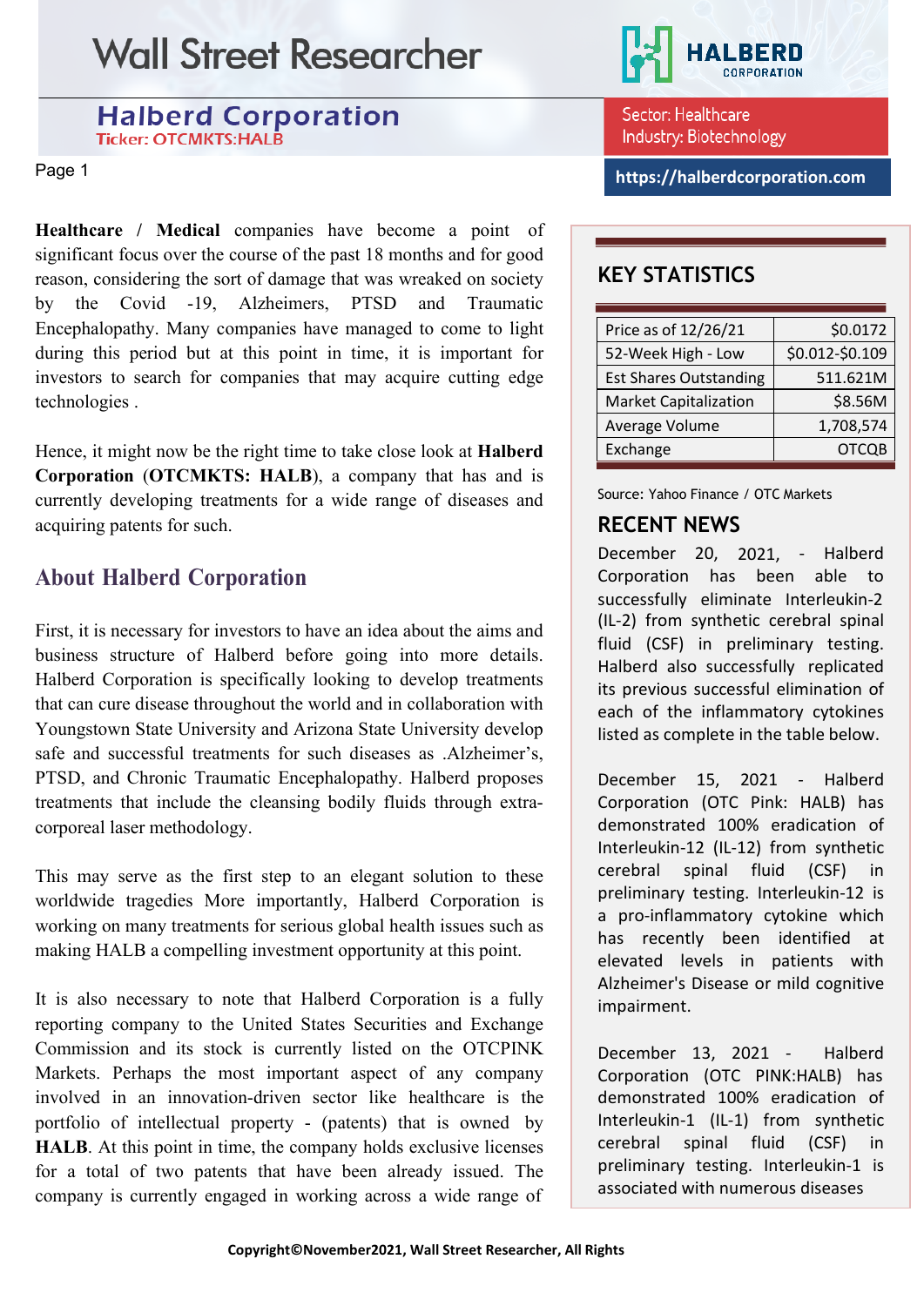# Wall Street Researcher

## Halberd Corporation

Ticker: OTCMKTS:HALB

Sector: Healthcare
Industry: Biotechnology

https://halberdcorporation.com

**Healthcare** / **Medical** companies have become a point of significant focus over the course of the past 18 months and for good reason, considering the sort of damage that was wreaked on society by the Covid -19, Alzheimers, PTSD and Traumatic Encephalopathy. Many companies have managed to come to light during this period but at this point in time, it is important for investors to search for companies that may acquire cutting edge technologies .

Hence, it might now be the right time to take close look at **Halberd Corporation** (**OTCMKTS: HALB**), a company that has and is currently developing treatments for a wide range of diseases and acquiring patents for such.

### About Halberd Corporation

First, it is necessary for investors to have an idea about the aims and business structure of Halberd before going into more details. Halberd Corporation is specifically looking to develop treatments that can cure disease throughout the world and in collaboration with Youngstown State University and Arizona State University develop safe and successful treatments for such diseases as .Alzheimer's, PTSD, and Chronic Traumatic Encephalopathy. Halberd proposes treatments that include the cleansing bodily fluids through extra-corporeal laser methodology.

This may serve as the first step to an elegant solution to these worldwide tragedies More importantly, Halberd Corporation is working on many treatments for serious global health issues such as making HALB a compelling investment opportunity at this point.

It is also necessary to note that Halberd Corporation is a fully reporting company to the United States Securities and Exchange Commission and its stock is currently listed on the OTCPINK Markets. Perhaps the most important aspect of any company involved in an innovation-driven sector like healthcare is the portfolio of intellectual property - (patents) that is owned by **HALB**. At this point in time, the company holds exclusive licenses for a total of two patents that have been already issued. The company is currently engaged in working across a wide range of

### KEY STATISTICS

| | |
|---|---|
| Price as of 12/26/21 | $0.0172 |
| 52-Week High - Low | $0.012-$0.109 |
| Est Shares Outstanding | 511.621M |
| Market Capitalization | $8.56M |
| Average Volume | 1,708,574 |
| Exchange | OTCQB |

Source: Yahoo Finance / OTC Markets

### RECENT NEWS

December 20, 2021, - Halberd Corporation has been able to successfully eliminate Interleukin-2 (IL-2) from synthetic cerebral spinal fluid (CSF) in preliminary testing. Halberd also successfully replicated its previous successful elimination of each of the inflammatory cytokines listed as complete in the table below.

December 15, 2021 - Halberd Corporation (OTC Pink: HALB) has demonstrated 100% eradication of Interleukin-12 (IL-12) from synthetic cerebral spinal fluid (CSF) in preliminary testing. Interleukin-12 is a pro-inflammatory cytokine which has recently been identified at elevated levels in patients with Alzheimer's Disease or mild cognitive impairment.

December 13, 2021 - Halberd Corporation (OTC PINK:HALB) has demonstrated 100% eradication of Interleukin-1 (IL-1) from synthetic cerebral spinal fluid (CSF) in preliminary testing. Interleukin-1 is associated with numerous diseases

Copyright©November2021, Wall Street Researcher, All Rights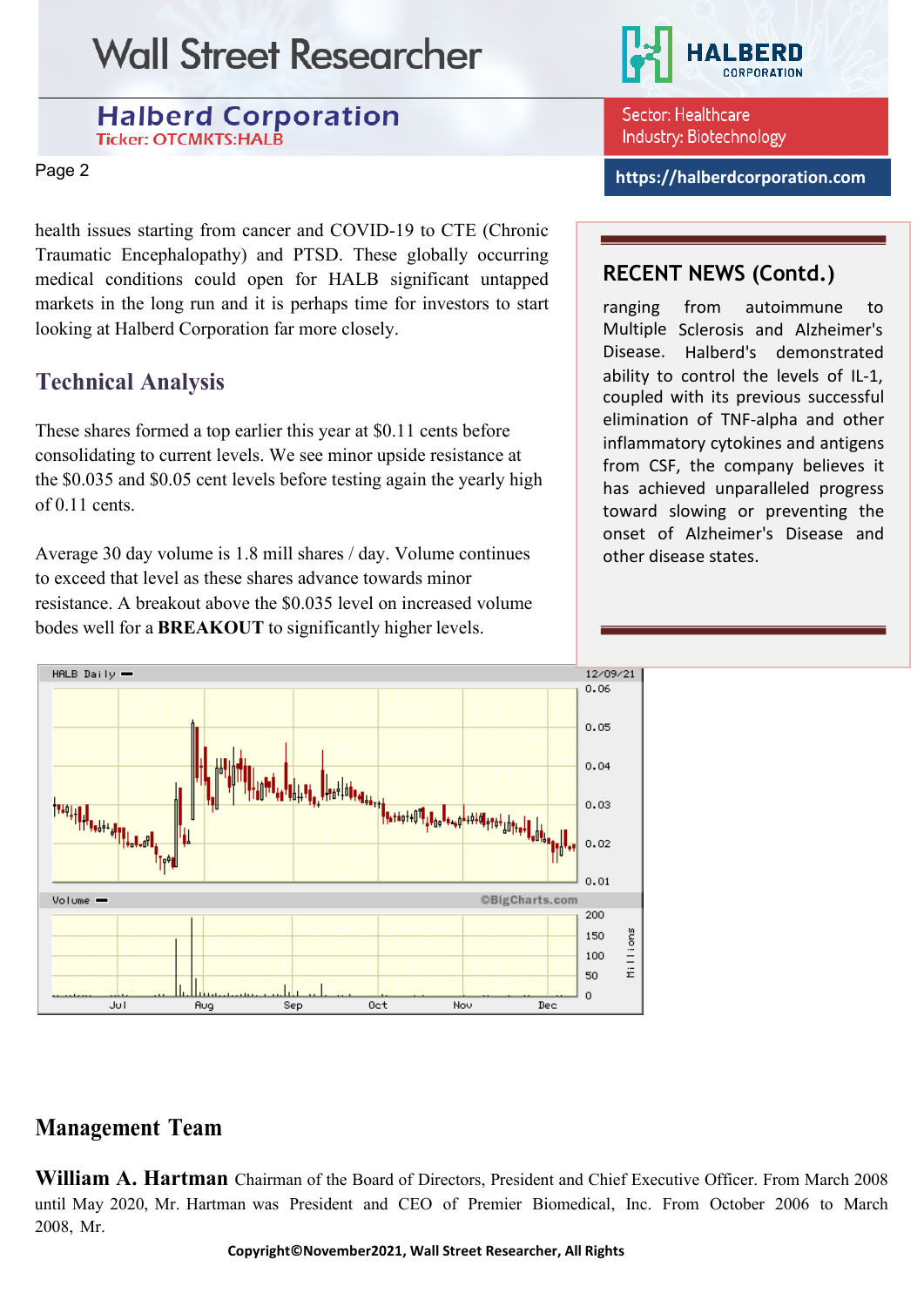health issues starting from cancer and COVID-19 to CTE (Chronic Traumatic Encephalopathy) and PTSD. These globally occurring medical conditions could open for HALB significant untapped markets in the long run and it is perhaps time for investors to start looking at Halberd Corporation far more closely.

## Technical Analysis

These shares formed a top earlier this year at $0.11 cents before consolidating to current levels. We see minor upside resistance at the $0.035 and $0.05 cent levels before testing again the yearly high of 0.11 cents.

Average 30 day volume is 1.8 mill shares / day. Volume continues to exceed that level as these shares advance towards minor resistance. A breakout above the $0.035 level on increased volume bodes well for a **BREAKOUT** to significantly higher levels.

### RECENT NEWS (Contd.)

ranging from autoimmune to Multiple Sclerosis and Alzheimer's Disease. Halberd's demonstrated ability to control the levels of IL-1, coupled with its previous successful elimination of TNF-alpha and other inflammatory cytokines and antigens from CSF, the company believes it has achieved unparalleled progress toward slowing or preventing the onset of Alzheimer's Disease and other disease states.

## Management Team

**William A. Hartman** Chairman of the Board of Directors, President and Chief Executive Officer. From March 2008 until May 2020, Mr. Hartman was President and CEO of Premier Biomedical, Inc. From October 2006 to March 2008, Mr.

Copyright©November2021, Wall Street Researcher, All Rights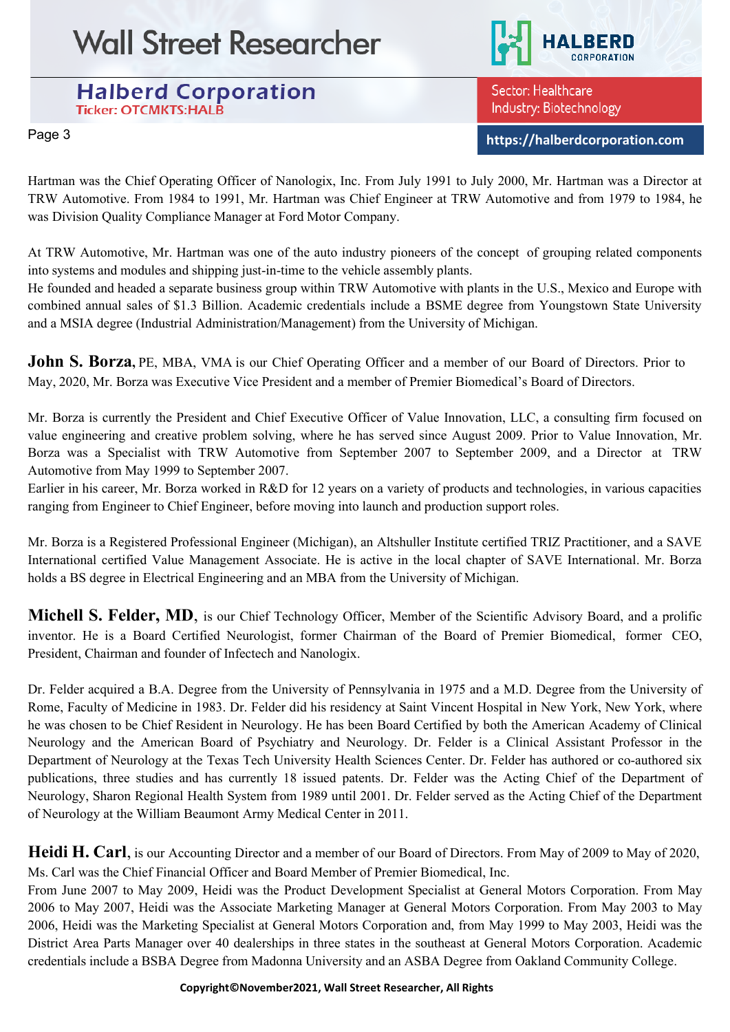Hartman was the Chief Operating Officer of Nanologix, Inc. From July 1991 to July 2000, Mr. Hartman was a Director at TRW Automotive. From 1984 to 1991, Mr. Hartman was Chief Engineer at TRW Automotive and from 1979 to 1984, he was Division Quality Compliance Manager at Ford Motor Company.

At TRW Automotive, Mr. Hartman was one of the auto industry pioneers of the concept of grouping related components into systems and modules and shipping just-in-time to the vehicle assembly plants.
He founded and headed a separate business group within TRW Automotive with plants in the U.S., Mexico and Europe with combined annual sales of $1.3 Billion. Academic credentials include a BSME degree from Youngstown State University and a MSIA degree (Industrial Administration/Management) from the University of Michigan.

**John S. Borza**, PE, MBA, VMA is our Chief Operating Officer and a member of our Board of Directors. Prior to May, 2020, Mr. Borza was Executive Vice President and a member of Premier Biomedical's Board of Directors.

Mr. Borza is currently the President and Chief Executive Officer of Value Innovation, LLC, a consulting firm focused on value engineering and creative problem solving, where he has served since August 2009. Prior to Value Innovation, Mr. Borza was a Specialist with TRW Automotive from September 2007 to September 2009, and a Director at TRW Automotive from May 1999 to September 2007.
Earlier in his career, Mr. Borza worked in R&D for 12 years on a variety of products and technologies, in various capacities ranging from Engineer to Chief Engineer, before moving into launch and production support roles.

Mr. Borza is a Registered Professional Engineer (Michigan), an Altshuller Institute certified TRIZ Practitioner, and a SAVE International certified Value Management Associate. He is active in the local chapter of SAVE International. Mr. Borza holds a BS degree in Electrical Engineering and an MBA from the University of Michigan.

**Michell S. Felder, MD**, is our Chief Technology Officer, Member of the Scientific Advisory Board, and a prolific inventor. He is a Board Certified Neurologist, former Chairman of the Board of Premier Biomedical, former CEO, President, Chairman and founder of Infectech and Nanologix.

Dr. Felder acquired a B.A. Degree from the University of Pennsylvania in 1975 and a M.D. Degree from the University of Rome, Faculty of Medicine in 1983. Dr. Felder did his residency at Saint Vincent Hospital in New York, New York, where he was chosen to be Chief Resident in Neurology. He has been Board Certified by both the American Academy of Clinical Neurology and the American Board of Psychiatry and Neurology. Dr. Felder is a Clinical Assistant Professor in the Department of Neurology at the Texas Tech University Health Sciences Center. Dr. Felder has authored or co-authored six publications, three studies and has currently 18 issued patents. Dr. Felder was the Acting Chief of the Department of Neurology, Sharon Regional Health System from 1989 until 2001. Dr. Felder served as the Acting Chief of the Department of Neurology at the William Beaumont Army Medical Center in 2011.

**Heidi H. Carl**, is our Accounting Director and a member of our Board of Directors. From May of 2009 to May of 2020, Ms. Carl was the Chief Financial Officer and Board Member of Premier Biomedical, Inc.
From June 2007 to May 2009, Heidi was the Product Development Specialist at General Motors Corporation. From May 2006 to May 2007, Heidi was the Associate Marketing Manager at General Motors Corporation. From May 2003 to May 2006, Heidi was the Marketing Specialist at General Motors Corporation and, from May 1999 to May 2003, Heidi was the District Area Parts Manager over 40 dealerships in three states in the southeast at General Motors Corporation. Academic credentials include a BSBA Degree from Madonna University and an ASBA Degree from Oakland Community College.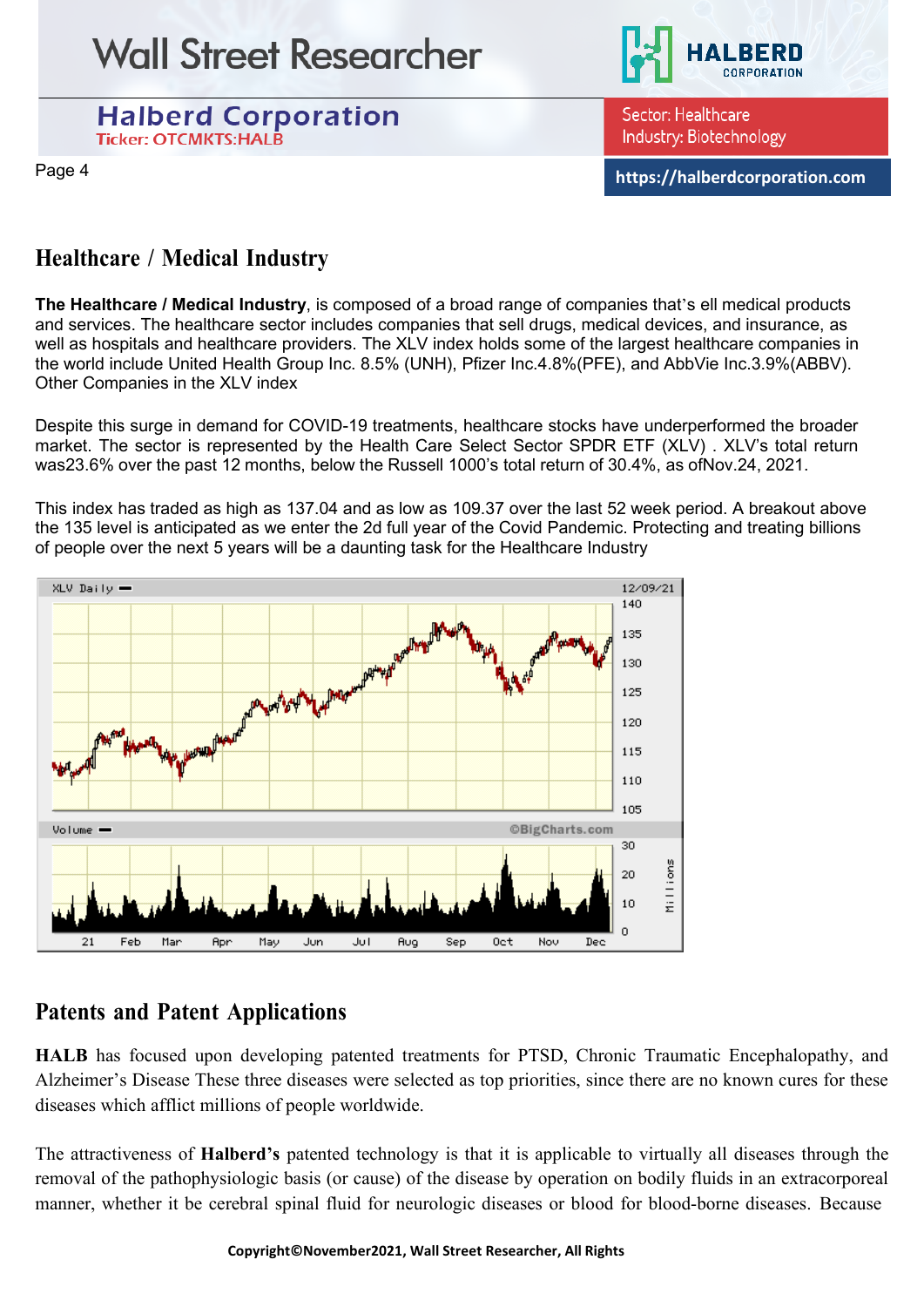## Healthcare / Medical Industry

**The Healthcare / Medical Industry**, is composed of a broad range of companies that's ell medical products and services. The healthcare sector includes companies that sell drugs, medical devices, and insurance, as well as hospitals and healthcare providers. The XLV index holds some of the largest healthcare companies in the world include United Health Group Inc. 8.5% (UNH), Pfizer Inc.4.8%(PFE), and AbbVie Inc.3.9%(ABBV). Other Companies in the XLV index

Despite this surge in demand for COVID-19 treatments, healthcare stocks have underperformed the broader market. The sector is represented by the Health Care Select Sector SPDR ETF (XLV) . XLV's total return was23.6% over the past 12 months, below the Russell 1000's total return of 30.4%, as ofNov.24, 2021.

This index has traded as high as 137.04 and as low as 109.37 over the last 52 week period. A breakout above the 135 level is anticipated as we enter the 2d full year of the Covid Pandemic. Protecting and treating billions of people over the next 5 years will be a daunting task for the Healthcare Industry

## Patents and Patent Applications

**HALB** has focused upon developing patented treatments for PTSD, Chronic Traumatic Encephalopathy, and Alzheimer's Disease These three diseases were selected as top priorities, since there are no known cures for these diseases which afflict millions of people worldwide.

The attractiveness of **Halberd's** patented technology is that it is applicable to virtually all diseases through the removal of the pathophysiologic basis (or cause) of the disease by operation on bodily fluids in an extracorporeal manner, whether it be cerebral spinal fluid for neurologic diseases or blood for blood-borne diseases. Because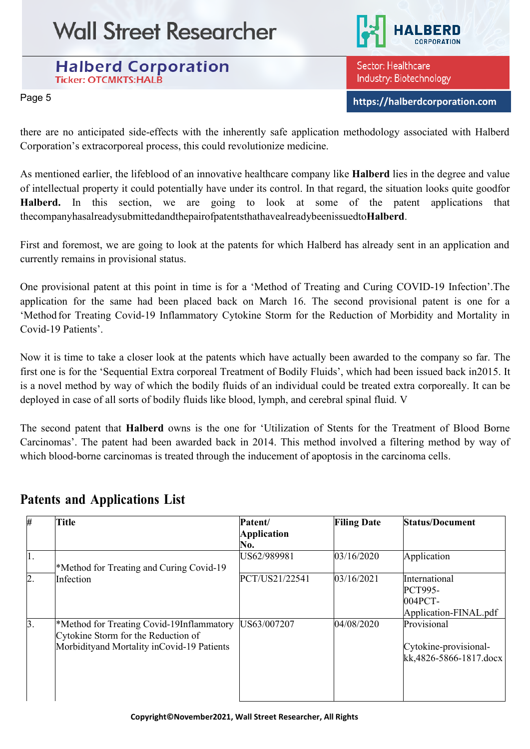there are no anticipated side-effects with the inherently safe application methodology associated with Halberd Corporation's extracorporeal process, this could revolutionize medicine.

As mentioned earlier, the lifeblood of an innovative healthcare company like **Halberd** lies in the degree and value of intellectual property it could potentially have under its control. In that regard, the situation looks quite goodfor **Halberd.** In this section, we are going to look at some of the patent applications that thecompanyhasalreadysubmittedandthepairofpatentsthathavealreadybeenissuedto**Halberd**.

First and foremost, we are going to look at the patents for which Halberd has already sent in an application and currently remains in provisional status.

One provisional patent at this point in time is for a 'Method of Treating and Curing COVID-19 Infection'.The application for the same had been placed back on March 16. The second provisional patent is one for a 'Method for Treating Covid-19 Inflammatory Cytokine Storm for the Reduction of Morbidity and Mortality in Covid-19 Patients'.

Now it is time to take a closer look at the patents which have actually been awarded to the company so far. The first one is for the 'Sequential Extra corporeal Treatment of Bodily Fluids', which had been issued back in2015. It is a novel method by way of which the bodily fluids of an individual could be treated extra corporeally. It can be deployed in case of all sorts of bodily fluids like blood, lymph, and cerebral spinal fluid. V

The second patent that **Halberd** owns is the one for 'Utilization of Stents for the Treatment of Blood Borne Carcinomas'. The patent had been awarded back in 2014. This method involved a filtering method by way of which blood-borne carcinomas is treated through the inducement of apoptosis in the carcinoma cells.

## Patents and Applications List

| # | Title | Patent/ Application No. | Filing Date | Status/Document |
|---|---|---|---|---|
| 1. | *Method for Treating and Curing Covid-19 Infection | US62/989981 | 03/16/2020 | Application |
| 2. | | PCT/US21/22541 | 03/16/2021 | International PCT995-004PCT-Application-FINAL.pdf |
| 3. | *Method for Treating Covid-19Inflammatory Cytokine Storm for the Reduction of Morbidityand Mortality inCovid-19 Patients | US63/007207 | 04/08/2020 | Provisional<br><br>Cytokine-provisional-kk,4826-5866-1817.docx |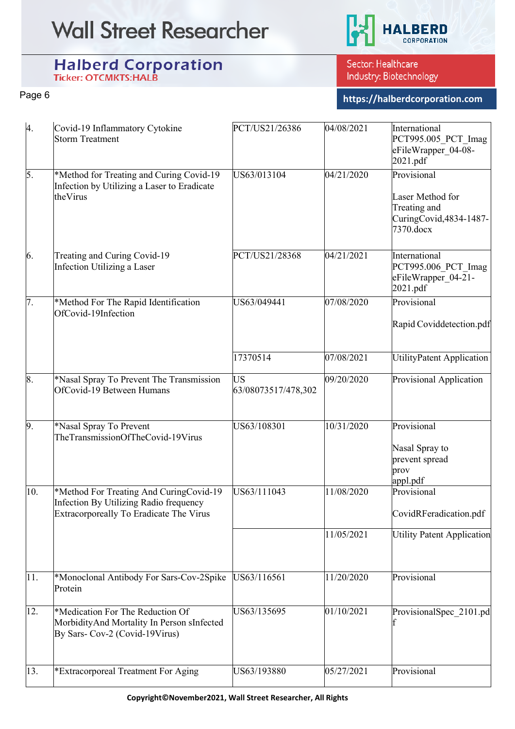| | | | | |
|---|---|---|---|---|
| 4. | Covid-19 Inflammatory Cytokine Storm Treatment | PCT/US21/26386 | 04/08/2021 | International PCT995.005_PCT_ImageFileWrapper_04-08-2021.pdf |
| 5. | *Method for Treating and Curing Covid-19 Infection by Utilizing a Laser to Eradicate theVirus | US63/013104 | 04/21/2020 | Provisional<br><br>Laser Method for Treating and CuringCovid,4834-1487-7370.docx |
| 6. | Treating and Curing Covid-19 Infection Utilizing a Laser | PCT/US21/28368 | 04/21/2021 | International PCT995.006_PCT_ImageFileWrapper_04-21-2021.pdf |
| 7. | *Method For The Rapid Identification OfCovid-19Infection | US63/049441 | 07/08/2020 | Provisional<br><br>Rapid Coviddetection.pdf |
| | | 17370514 | 07/08/2021 | UtilityPatent Application |
| 8. | *Nasal Spray To Prevent The Transmission OfCovid-19 Between Humans | US 63/08073517/478,302 | 09/20/2020 | Provisional Application |
| 9. | *Nasal Spray To Prevent TheTransmissionOfTheCovid-19Virus | US63/108301 | 10/31/2020 | Provisional<br><br>Nasal Spray to prevent spread prov appl.pdf |
| 10. | *Method For Treating And CuringCovid-19 Infection By Utilizing Radio frequency Extracorporeally To Eradicate The Virus | US63/111043 | 11/08/2020 | Provisional<br><br>CovidRFeradication.pdf |
| | | | 11/05/2021 | Utility Patent Application |
| 11. | *Monoclonal Antibody For Sars-Cov-2Spike Protein | US63/116561 | 11/20/2020 | Provisional |
| 12. | *Medication For The Reduction Of MorbidityAnd Mortality In Person sInfected By Sars- Cov-2 (Covid-19Virus) | US63/135695 | 01/10/2021 | ProvisionalSpec_2101.pdf |
| 13. | *Extracorporeal Treatment For Aging | US63/193880 | 05/27/2021 | Provisional |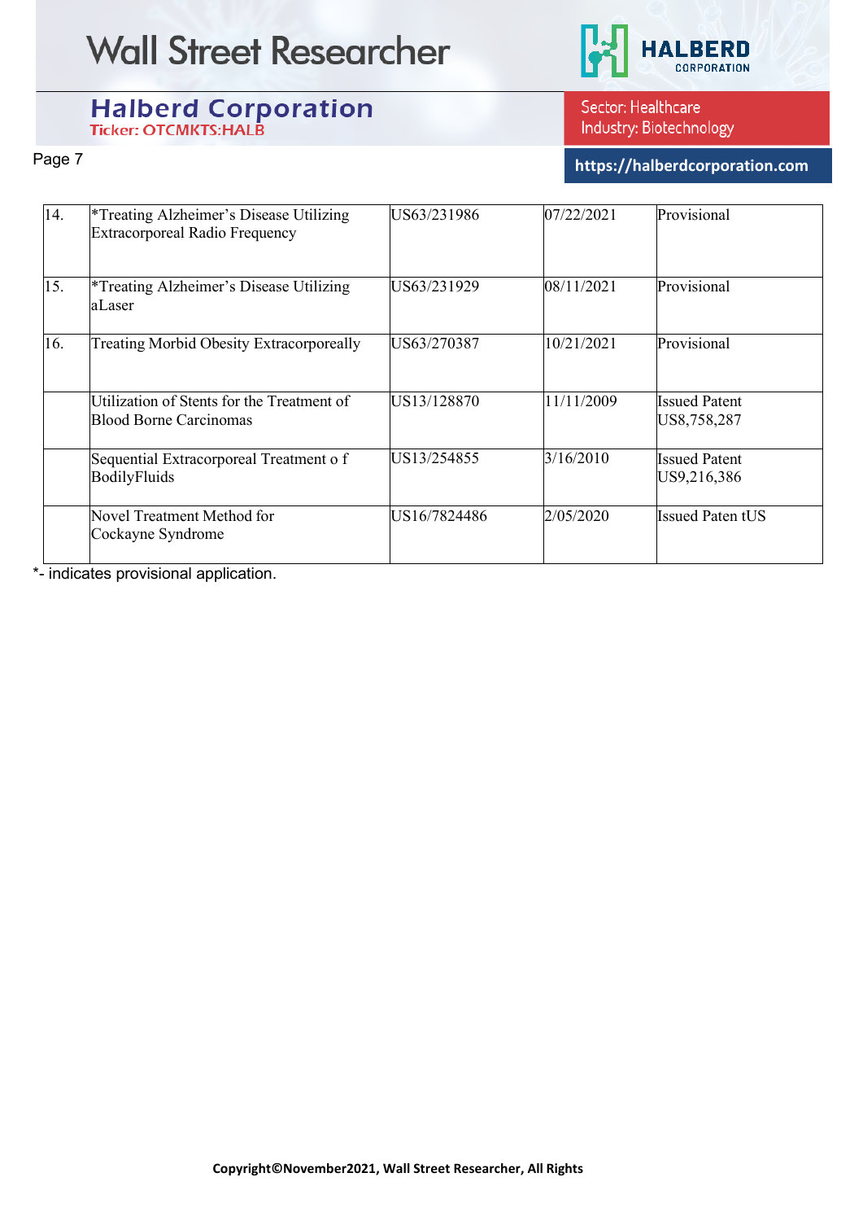| 14. | *Treating Alzheimer's Disease Utilizing Extracorporeal Radio Frequency | US63/231986 | 07/22/2021 | Provisional |
|---|---|---|---|---|
| 15. | *Treating Alzheimer's Disease Utilizing aLaser | US63/231929 | 08/11/2021 | Provisional |
| 16. | Treating Morbid Obesity Extracorporeally | US63/270387 | 10/21/2021 | Provisional |
| | Utilization of Stents for the Treatment of Blood Borne Carcinomas | US13/128870 | 11/11/2009 | Issued Patent US8,758,287 |
| | Sequential Extracorporeal Treatment o f BodilyFluids | US13/254855 | 3/16/2010 | Issued Patent US9,216,386 |
| | Novel Treatment Method for Cockayne Syndrome | US16/7824486 | 2/05/2020 | Issued Paten tUS |

*- indicates provisional application.

Copyright©November2021, Wall Street Researcher, All Rights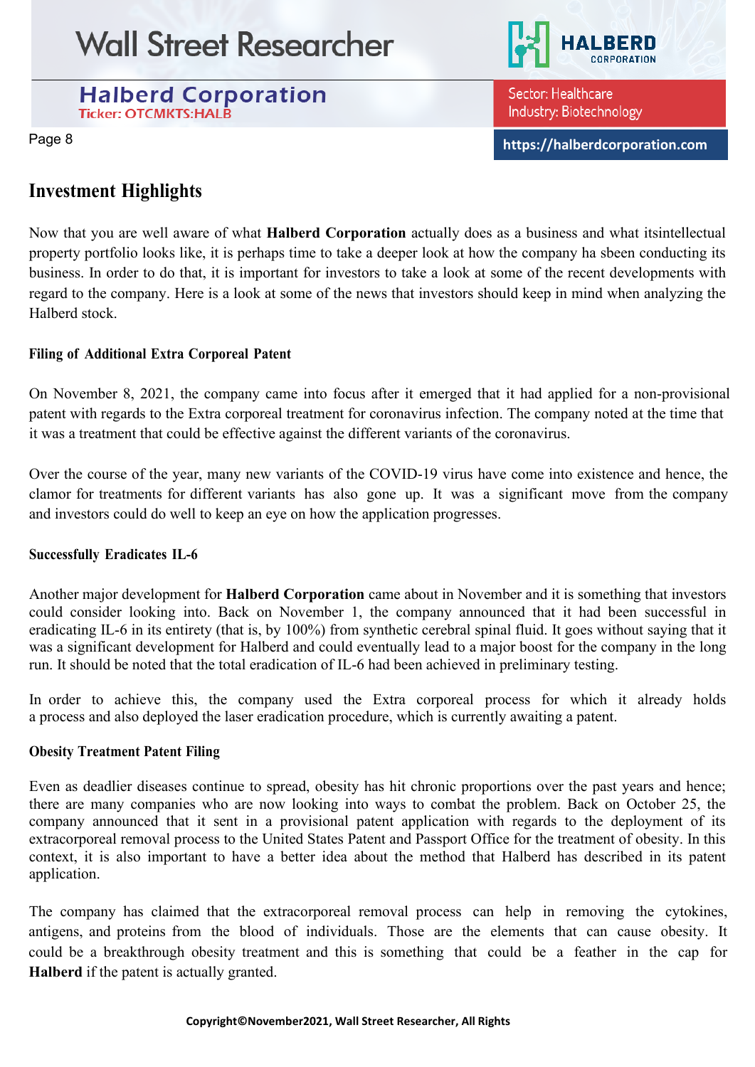## Investment Highlights

Now that you are well aware of what **Halberd Corporation** actually does as a business and what itsintellectual property portfolio looks like, it is perhaps time to take a deeper look at how the company ha sbeen conducting its business. In order to do that, it is important for investors to take a look at some of the recent developments with regard to the company. Here is a look at some of the news that investors should keep in mind when analyzing the Halberd stock.

#### Filing of Additional Extra Corporeal Patent

On November 8, 2021, the company came into focus after it emerged that it had applied for a non-provisional patent with regards to the Extra corporeal treatment for coronavirus infection. The company noted at the time that it was a treatment that could be effective against the different variants of the coronavirus.

Over the course of the year, many new variants of the COVID-19 virus have come into existence and hence, the clamor for treatments for different variants has also gone up. It was a significant move from the company and investors could do well to keep an eye on how the application progresses.

#### Successfully Eradicates IL-6

Another major development for **Halberd Corporation** came about in November and it is something that investors could consider looking into. Back on November 1, the company announced that it had been successful in eradicating IL-6 in its entirety (that is, by 100%) from synthetic cerebral spinal fluid. It goes without saying that it was a significant development for Halberd and could eventually lead to a major boost for the company in the long run. It should be noted that the total eradication of IL-6 had been achieved in preliminary testing.

In order to achieve this, the company used the Extra corporeal process for which it already holds a process and also deployed the laser eradication procedure, which is currently awaiting a patent.

#### Obesity Treatment Patent Filing

Even as deadlier diseases continue to spread, obesity has hit chronic proportions over the past years and hence; there are many companies who are now looking into ways to combat the problem. Back on October 25, the company announced that it sent in a provisional patent application with regards to the deployment of its extracorporeal removal process to the United States Patent and Passport Office for the treatment of obesity. In this context, it is also important to have a better idea about the method that Halberd has described in its patent application.

The company has claimed that the extracorporeal removal process can help in removing the cytokines, antigens, and proteins from the blood of individuals. Those are the elements that can cause obesity. It could be a breakthrough obesity treatment and this is something that could be a feather in the cap for **Halberd** if the patent is actually granted.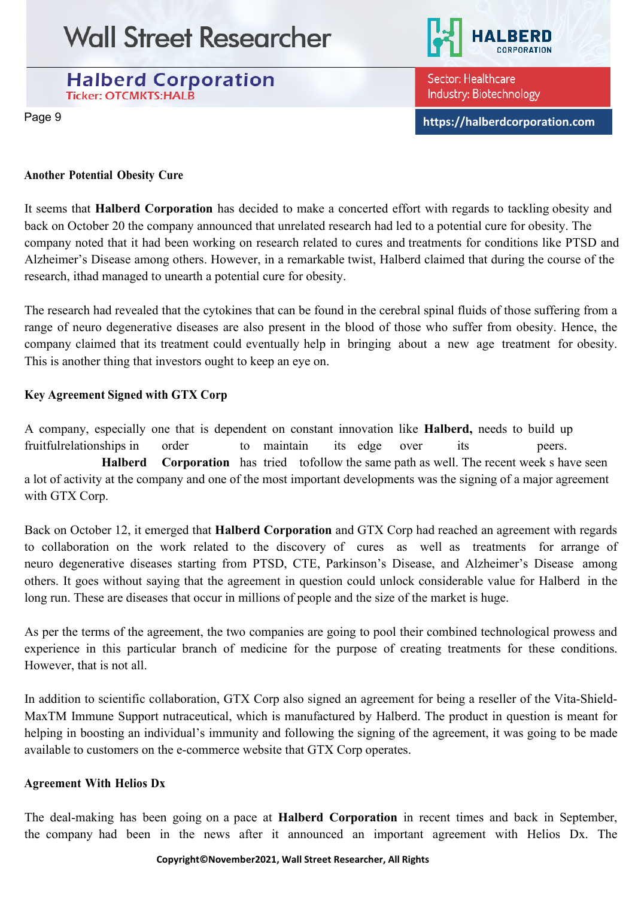**Another Potential Obesity Cure**

It seems that **Halberd Corporation** has decided to make a concerted effort with regards to tackling obesity and back on October 20 the company announced that unrelated research had led to a potential cure for obesity. The company noted that it had been working on research related to cures and treatments for conditions like PTSD and Alzheimer's Disease among others. However, in a remarkable twist, Halberd claimed that during the course of the research, ithad managed to unearth a potential cure for obesity.

The research had revealed that the cytokines that can be found in the cerebral spinal fluids of those suffering from a range of neuro degenerative diseases are also present in the blood of those who suffer from obesity. Hence, the company claimed that its treatment could eventually help in bringing about a new age treatment for obesity. This is another thing that investors ought to keep an eye on.

**Key Agreement Signed with GTX Corp**

A company, especially one that is dependent on constant innovation like **Halberd,** needs to build up fruitfulrelationships in order to maintain its edge over its peers. **Halberd Corporation** has tried tofollow the same path as well. The recent week s have seen a lot of activity at the company and one of the most important developments was the signing of a major agreement with GTX Corp.

Back on October 12, it emerged that **Halberd Corporation** and GTX Corp had reached an agreement with regards to collaboration on the work related to the discovery of cures as well as treatments for arrange of neuro degenerative diseases starting from PTSD, CTE, Parkinson's Disease, and Alzheimer's Disease among others. It goes without saying that the agreement in question could unlock considerable value for Halberd in the long run. These are diseases that occur in millions of people and the size of the market is huge.

As per the terms of the agreement, the two companies are going to pool their combined technological prowess and experience in this particular branch of medicine for the purpose of creating treatments for these conditions. However, that is not all.

In addition to scientific collaboration, GTX Corp also signed an agreement for being a reseller of the Vita-Shield-MaxTM Immune Support nutraceutical, which is manufactured by Halberd. The product in question is meant for helping in boosting an individual's immunity and following the signing of the agreement, it was going to be made available to customers on the e-commerce website that GTX Corp operates.

**Agreement With Helios Dx**

The deal-making has been going on a pace at **Halberd Corporation** in recent times and back in September, the company had been in the news after it announced an important agreement with Helios Dx. The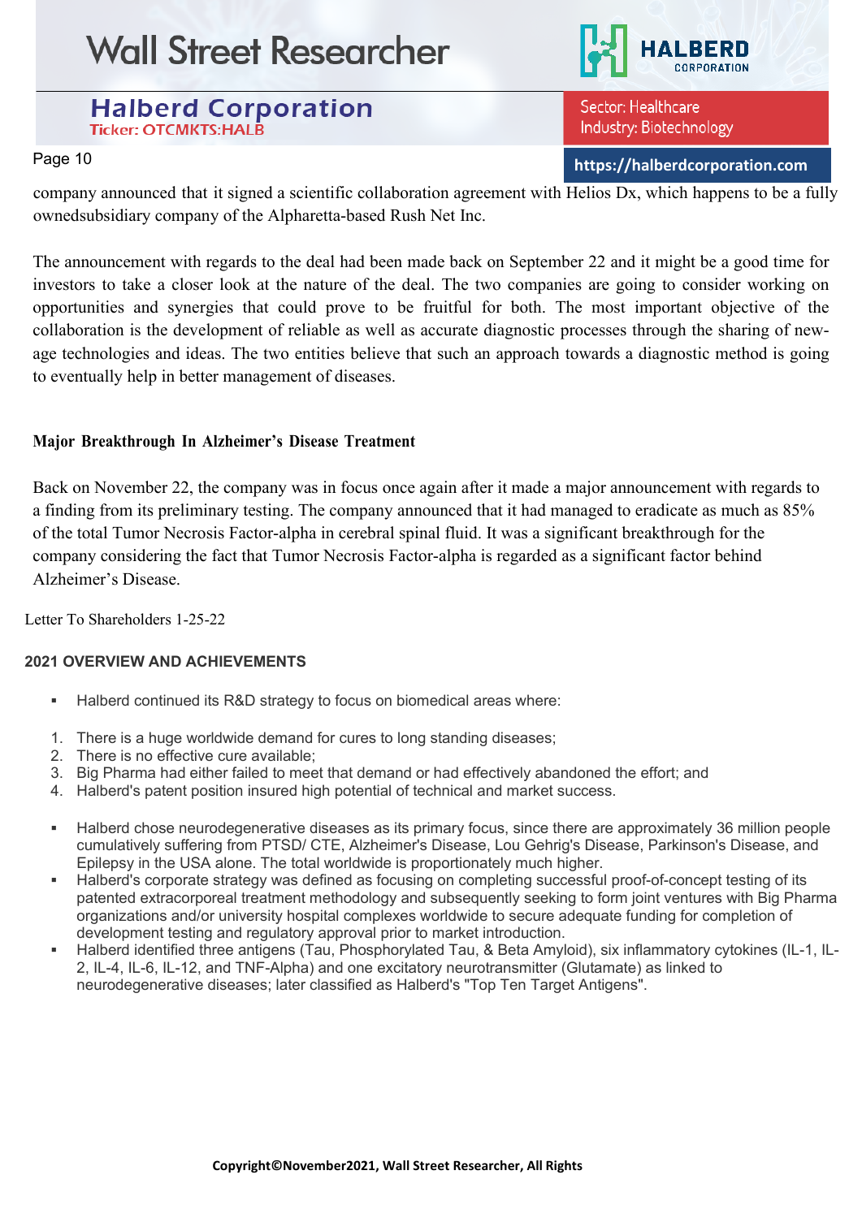company announced that it signed a scientific collaboration agreement with Helios Dx, which happens to be a fully ownedsubsidiary company of the Alpharetta-based Rush Net Inc.

The announcement with regards to the deal had been made back on September 22 and it might be a good time for investors to take a closer look at the nature of the deal. The two companies are going to consider working on opportunities and synergies that could prove to be fruitful for both. The most important objective of the collaboration is the development of reliable as well as accurate diagnostic processes through the sharing of new-age technologies and ideas. The two entities believe that such an approach towards a diagnostic method is going to eventually help in better management of diseases.

**Major Breakthrough In Alzheimer's Disease Treatment**

Back on November 22, the company was in focus once again after it made a major announcement with regards to a finding from its preliminary testing. The company announced that it had managed to eradicate as much as 85% of the total Tumor Necrosis Factor-alpha in cerebral spinal fluid. It was a significant breakthrough for the company considering the fact that Tumor Necrosis Factor-alpha is regarded as a significant factor behind Alzheimer's Disease.

Letter To Shareholders 1-25-22

**2021 OVERVIEW AND ACHIEVEMENTS**

- Halberd continued its R&D strategy to focus on biomedical areas where:

1. There is a huge worldwide demand for cures to long standing diseases;
2. There is no effective cure available;
3. Big Pharma had either failed to meet that demand or had effectively abandoned the effort; and
4. Halberd's patent position insured high potential of technical and market success.

- Halberd chose neurodegenerative diseases as its primary focus, since there are approximately 36 million people cumulatively suffering from PTSD/ CTE, Alzheimer's Disease, Lou Gehrig's Disease, Parkinson's Disease, and Epilepsy in the USA alone. The total worldwide is proportionately much higher.
- Halberd's corporate strategy was defined as focusing on completing successful proof-of-concept testing of its patented extracorporeal treatment methodology and subsequently seeking to form joint ventures with Big Pharma organizations and/or university hospital complexes worldwide to secure adequate funding for completion of development testing and regulatory approval prior to market introduction.
- Halberd identified three antigens (Tau, Phosphorylated Tau, & Beta Amyloid), six inflammatory cytokines (IL-1, IL-2, IL-4, IL-6, IL-12, and TNF-Alpha) and one excitatory neurotransmitter (Glutamate) as linked to neurodegenerative diseases; later classified as Halberd's "Top Ten Target Antigens".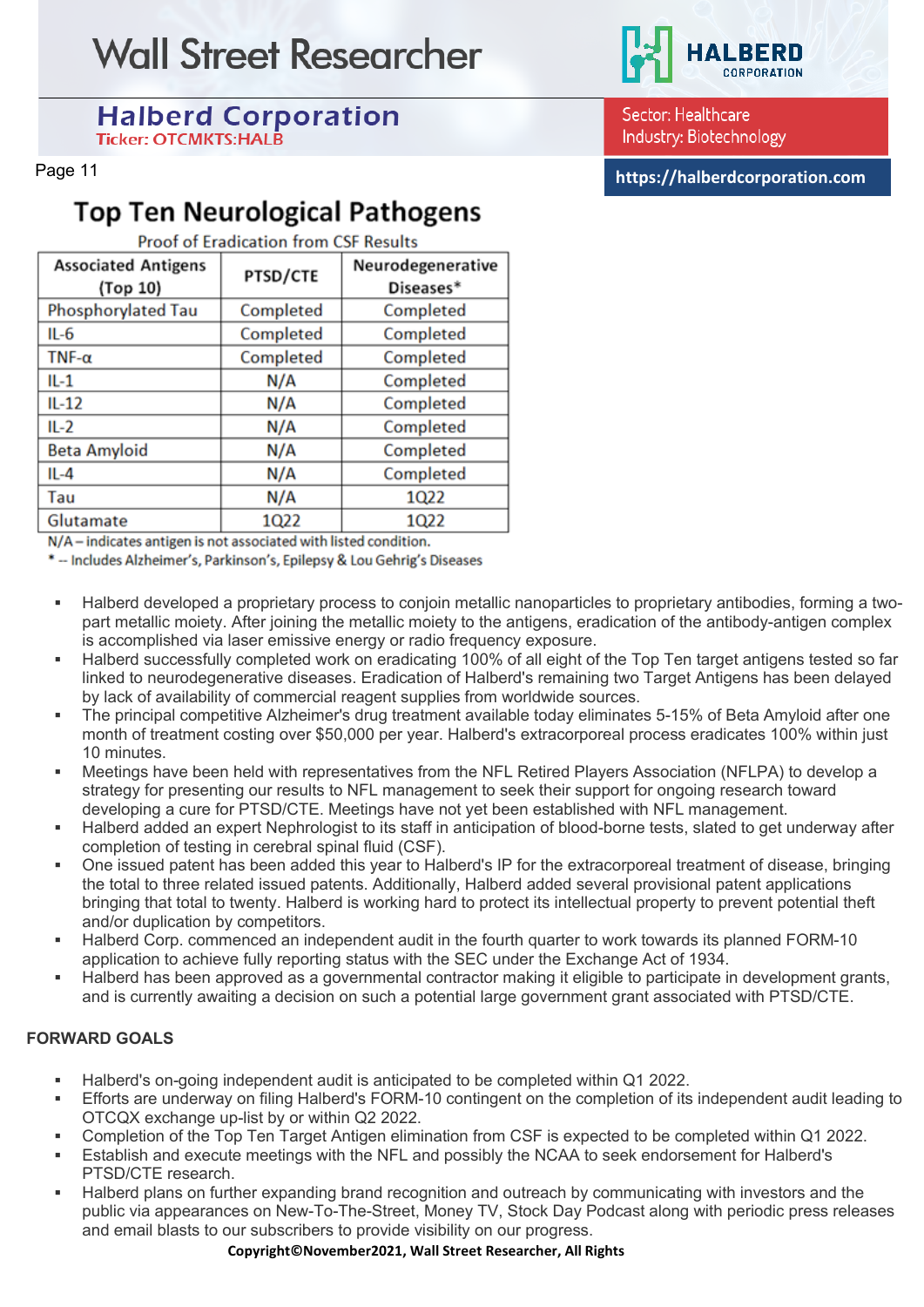## Top Ten Neurological Pathogens

Proof of Eradication from CSF Results

| Associated Antigens (Top 10) | PTSD/CTE | Neurodegenerative Diseases* |
|---|---|---|
| Phosphorylated Tau | Completed | Completed |
| IL-6 | Completed | Completed |
| TNF-α | Completed | Completed |
| IL-1 | N/A | Completed |
| IL-12 | N/A | Completed |
| IL-2 | N/A | Completed |
| Beta Amyloid | N/A | Completed |
| IL-4 | N/A | Completed |
| Tau | N/A | 1Q22 |
| Glutamate | 1Q22 | 1Q22 |

N/A – indicates antigen is not associated with listed condition.
* -- Includes Alzheimer's, Parkinson's, Epilepsy & Lou Gehrig's Diseases

- Halberd developed a proprietary process to conjoin metallic nanoparticles to proprietary antibodies, forming a two-part metallic moiety. After joining the metallic moiety to the antigens, eradication of the antibody-antigen complex is accomplished via laser emissive energy or radio frequency exposure.
- Halberd successfully completed work on eradicating 100% of all eight of the Top Ten target antigens tested so far linked to neurodegenerative diseases. Eradication of Halberd's remaining two Target Antigens has been delayed by lack of availability of commercial reagent supplies from worldwide sources.
- The principal competitive Alzheimer's drug treatment available today eliminates 5-15% of Beta Amyloid after one month of treatment costing over $50,000 per year. Halberd's extracorporeal process eradicates 100% within just 10 minutes.
- Meetings have been held with representatives from the NFL Retired Players Association (NFLPA) to develop a strategy for presenting our results to NFL management to seek their support for ongoing research toward developing a cure for PTSD/CTE. Meetings have not yet been established with NFL management.
- Halberd added an expert Nephrologist to its staff in anticipation of blood-borne tests, slated to get underway after completion of testing in cerebral spinal fluid (CSF).
- One issued patent has been added this year to Halberd's IP for the extracorporeal treatment of disease, bringing the total to three related issued patents. Additionally, Halberd added several provisional patent applications bringing that total to twenty. Halberd is working hard to protect its intellectual property to prevent potential theft and/or duplication by competitors.
- Halberd Corp. commenced an independent audit in the fourth quarter to work towards its planned FORM-10 application to achieve fully reporting status with the SEC under the Exchange Act of 1934.
- Halberd has been approved as a governmental contractor making it eligible to participate in development grants, and is currently awaiting a decision on such a potential large government grant associated with PTSD/CTE.

**FORWARD GOALS**

- Halberd's on-going independent audit is anticipated to be completed within Q1 2022.
- Efforts are underway on filing Halberd's FORM-10 contingent on the completion of its independent audit leading to OTCQX exchange up-list by or within Q2 2022.
- Completion of the Top Ten Target Antigen elimination from CSF is expected to be completed within Q1 2022.
- Establish and execute meetings with the NFL and possibly the NCAA to seek endorsement for Halberd's PTSD/CTE research.
- Halberd plans on further expanding brand recognition and outreach by communicating with investors and the public via appearances on New-To-The-Street, Money TV, Stock Day Podcast along with periodic press releases and email blasts to our subscribers to provide visibility on our progress.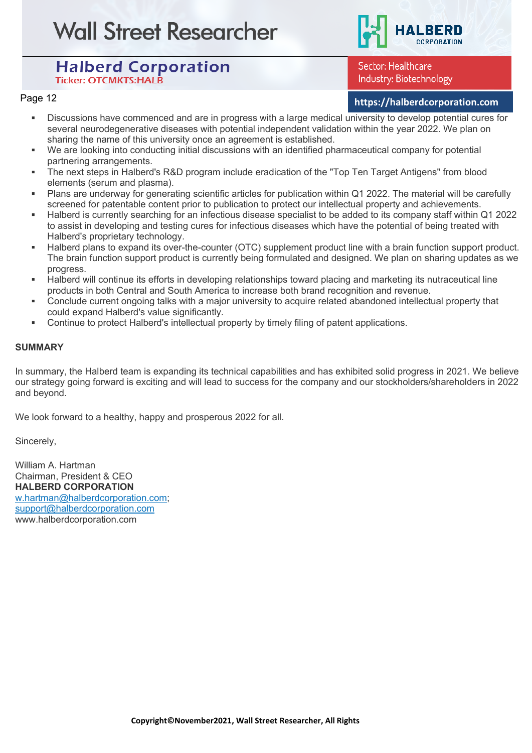- Discussions have commenced and are in progress with a large medical university to develop potential cures for several neurodegenerative diseases with potential independent validation within the year 2022. We plan on sharing the name of this university once an agreement is established.
- We are looking into conducting initial discussions with an identified pharmaceutical company for potential partnering arrangements.
- The next steps in Halberd's R&D program include eradication of the "Top Ten Target Antigens" from blood elements (serum and plasma).
- Plans are underway for generating scientific articles for publication within Q1 2022. The material will be carefully screened for patentable content prior to publication to protect our intellectual property and achievements.
- Halberd is currently searching for an infectious disease specialist to be added to its company staff within Q1 2022 to assist in developing and testing cures for infectious diseases which have the potential of being treated with Halberd's proprietary technology.
- Halberd plans to expand its over-the-counter (OTC) supplement product line with a brain function support product. The brain function support product is currently being formulated and designed. We plan on sharing updates as we progress.
- Halberd will continue its efforts in developing relationships toward placing and marketing its nutraceutical line products in both Central and South America to increase both brand recognition and revenue.
- Conclude current ongoing talks with a major university to acquire related abandoned intellectual property that could expand Halberd's value significantly.
- Continue to protect Halberd's intellectual property by timely filing of patent applications.

**SUMMARY**

In summary, the Halberd team is expanding its technical capabilities and has exhibited solid progress in 2021. We believe our strategy going forward is exciting and will lead to success for the company and our stockholders/shareholders in 2022 and beyond.

We look forward to a healthy, happy and prosperous 2022 for all.

Sincerely,

William A. Hartman
Chairman, President & CEO
**HALBERD CORPORATION**
w.hartman@halberdcorporation.com;
support@halberdcorporation.com
www.halberdcorporation.com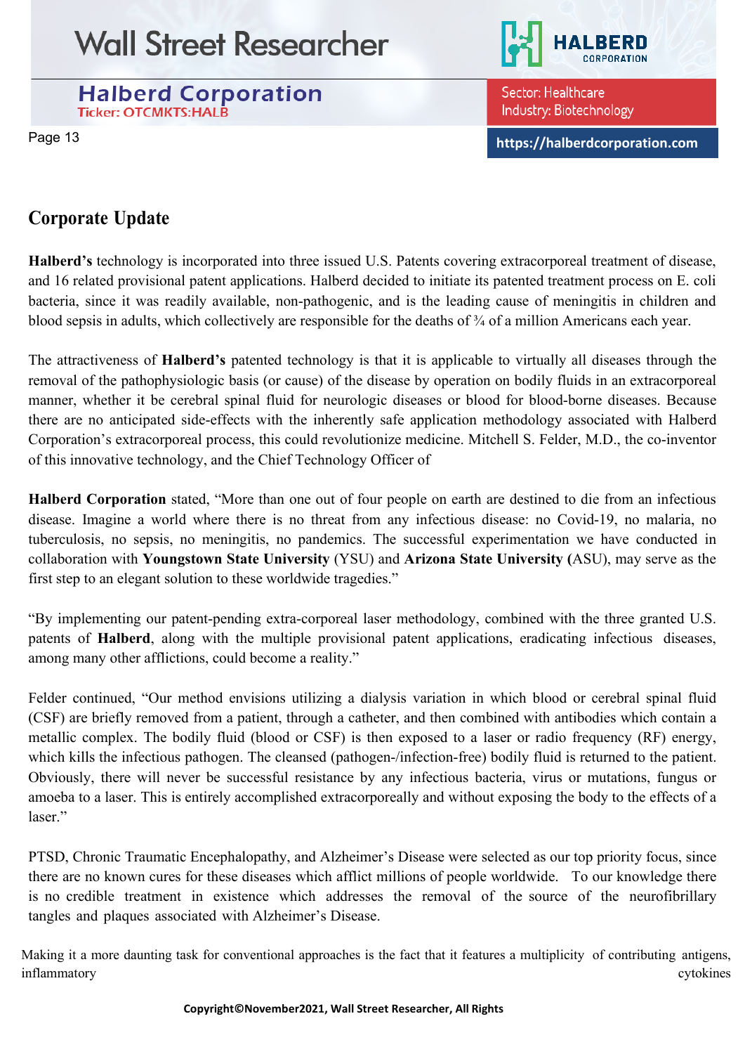## Corporate Update

**Halberd's** technology is incorporated into three issued U.S. Patents covering extracorporeal treatment of disease, and 16 related provisional patent applications. Halberd decided to initiate its patented treatment process on E. coli bacteria, since it was readily available, non-pathogenic, and is the leading cause of meningitis in children and blood sepsis in adults, which collectively are responsible for the deaths of ¾ of a million Americans each year.

The attractiveness of **Halberd's** patented technology is that it is applicable to virtually all diseases through the removal of the pathophysiologic basis (or cause) of the disease by operation on bodily fluids in an extracorporeal manner, whether it be cerebral spinal fluid for neurologic diseases or blood for blood-borne diseases. Because there are no anticipated side-effects with the inherently safe application methodology associated with Halberd Corporation's extracorporeal process, this could revolutionize medicine. Mitchell S. Felder, M.D., the co-inventor of this innovative technology, and the Chief Technology Officer of

**Halberd Corporation** stated, "More than one out of four people on earth are destined to die from an infectious disease. Imagine a world where there is no threat from any infectious disease: no Covid-19, no malaria, no tuberculosis, no sepsis, no meningitis, no pandemics. The successful experimentation we have conducted in collaboration with **Youngstown State University** (YSU) and **Arizona State University (**ASU), may serve as the first step to an elegant solution to these worldwide tragedies."

"By implementing our patent-pending extra-corporeal laser methodology, combined with the three granted U.S. patents of **Halberd**, along with the multiple provisional patent applications, eradicating infectious diseases, among many other afflictions, could become a reality."

Felder continued, "Our method envisions utilizing a dialysis variation in which blood or cerebral spinal fluid (CSF) are briefly removed from a patient, through a catheter, and then combined with antibodies which contain a metallic complex. The bodily fluid (blood or CSF) is then exposed to a laser or radio frequency (RF) energy, which kills the infectious pathogen. The cleansed (pathogen-/infection-free) bodily fluid is returned to the patient. Obviously, there will never be successful resistance by any infectious bacteria, virus or mutations, fungus or amoeba to a laser. This is entirely accomplished extracorporeally and without exposing the body to the effects of a laser."

PTSD, Chronic Traumatic Encephalopathy, and Alzheimer's Disease were selected as our top priority focus, since there are no known cures for these diseases which afflict millions of people worldwide. To our knowledge there is no credible treatment in existence which addresses the removal of the source of the neurofibrillary tangles and plaques associated with Alzheimer's Disease.

Making it a more daunting task for conventional approaches is the fact that it features a multiplicity of contributing antigens, inflammatory cytokines

Copyright©November2021, Wall Street Researcher, All Rights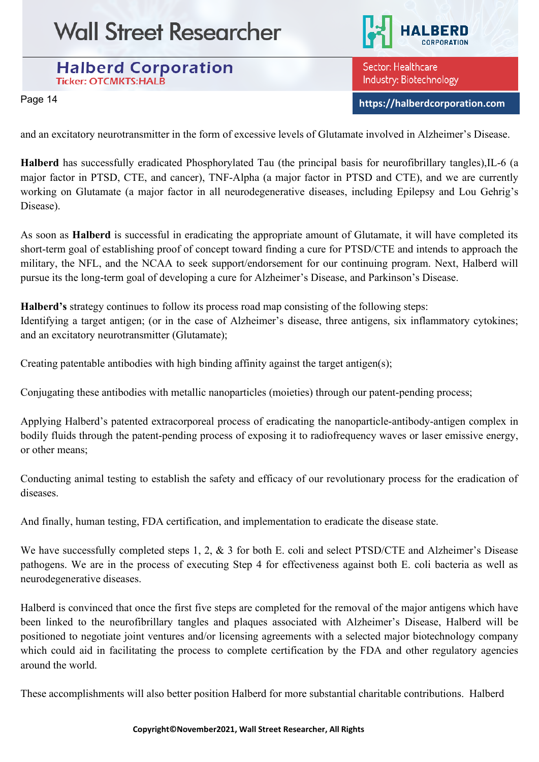and an excitatory neurotransmitter in the form of excessive levels of Glutamate involved in Alzheimer's Disease.

**Halberd** has successfully eradicated Phosphorylated Tau (the principal basis for neurofibrillary tangles),IL-6 (a major factor in PTSD, CTE, and cancer), TNF-Alpha (a major factor in PTSD and CTE), and we are currently working on Glutamate (a major factor in all neurodegenerative diseases, including Epilepsy and Lou Gehrig's Disease).

As soon as **Halberd** is successful in eradicating the appropriate amount of Glutamate, it will have completed its short-term goal of establishing proof of concept toward finding a cure for PTSD/CTE and intends to approach the military, the NFL, and the NCAA to seek support/endorsement for our continuing program. Next, Halberd will pursue its the long-term goal of developing a cure for Alzheimer's Disease, and Parkinson's Disease.

**Halberd's** strategy continues to follow its process road map consisting of the following steps:
Identifying a target antigen; (or in the case of Alzheimer's disease, three antigens, six inflammatory cytokines; and an excitatory neurotransmitter (Glutamate);

Creating patentable antibodies with high binding affinity against the target antigen(s);

Conjugating these antibodies with metallic nanoparticles (moieties) through our patent-pending process;

Applying Halberd's patented extracorporeal process of eradicating the nanoparticle-antibody-antigen complex in bodily fluids through the patent-pending process of exposing it to radiofrequency waves or laser emissive energy, or other means;

Conducting animal testing to establish the safety and efficacy of our revolutionary process for the eradication of diseases.

And finally, human testing, FDA certification, and implementation to eradicate the disease state.

We have successfully completed steps 1, 2, & 3 for both E. coli and select PTSD/CTE and Alzheimer's Disease pathogens. We are in the process of executing Step 4 for effectiveness against both E. coli bacteria as well as neurodegenerative diseases.

Halberd is convinced that once the first five steps are completed for the removal of the major antigens which have been linked to the neurofibrillary tangles and plaques associated with Alzheimer's Disease, Halberd will be positioned to negotiate joint ventures and/or licensing agreements with a selected major biotechnology company which could aid in facilitating the process to complete certification by the FDA and other regulatory agencies around the world.

These accomplishments will also better position Halberd for more substantial charitable contributions. Halberd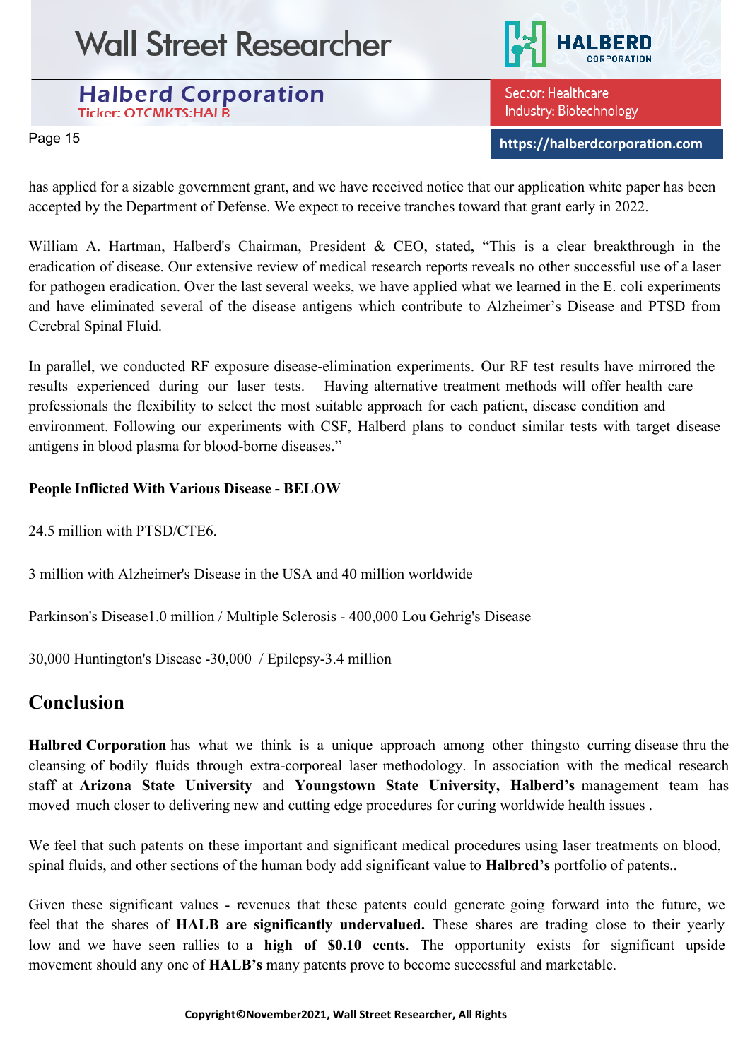has applied for a sizable government grant, and we have received notice that our application white paper has been accepted by the Department of Defense. We expect to receive tranches toward that grant early in 2022.

William A. Hartman, Halberd's Chairman, President & CEO, stated, "This is a clear breakthrough in the eradication of disease. Our extensive review of medical research reports reveals no other successful use of a laser for pathogen eradication. Over the last several weeks, we have applied what we learned in the E. coli experiments and have eliminated several of the disease antigens which contribute to Alzheimer's Disease and PTSD from Cerebral Spinal Fluid.

In parallel, we conducted RF exposure disease-elimination experiments. Our RF test results have mirrored the results experienced during our laser tests. Having alternative treatment methods will offer health care professionals the flexibility to select the most suitable approach for each patient, disease condition and environment. Following our experiments with CSF, Halberd plans to conduct similar tests with target disease antigens in blood plasma for blood-borne diseases."

**People Inflicted With Various Disease - BELOW**

24.5 million with PTSD/CTE6.

3 million with Alzheimer's Disease in the USA and 40 million worldwide

Parkinson's Disease1.0 million / Multiple Sclerosis - 400,000 Lou Gehrig's Disease

30,000 Huntington's Disease -30,000 / Epilepsy-3.4 million

## Conclusion

**Halbred Corporation** has what we think is a unique approach among other thingsto curring disease thru the cleansing of bodily fluids through extra-corporeal laser methodology. In association with the medical research staff at **Arizona State University** and **Youngstown State University, Halberd's** management team has moved much closer to delivering new and cutting edge procedures for curing worldwide health issues .

We feel that such patents on these important and significant medical procedures using laser treatments on blood, spinal fluids, and other sections of the human body add significant value to **Halbred's** portfolio of patents..

Given these significant values - revenues that these patents could generate going forward into the future, we feel that the shares of **HALB are significantly undervalued.** These shares are trading close to their yearly low and we have seen rallies to a **high of $0.10 cents**. The opportunity exists for significant upside movement should any one of **HALB's** many patents prove to become successful and marketable.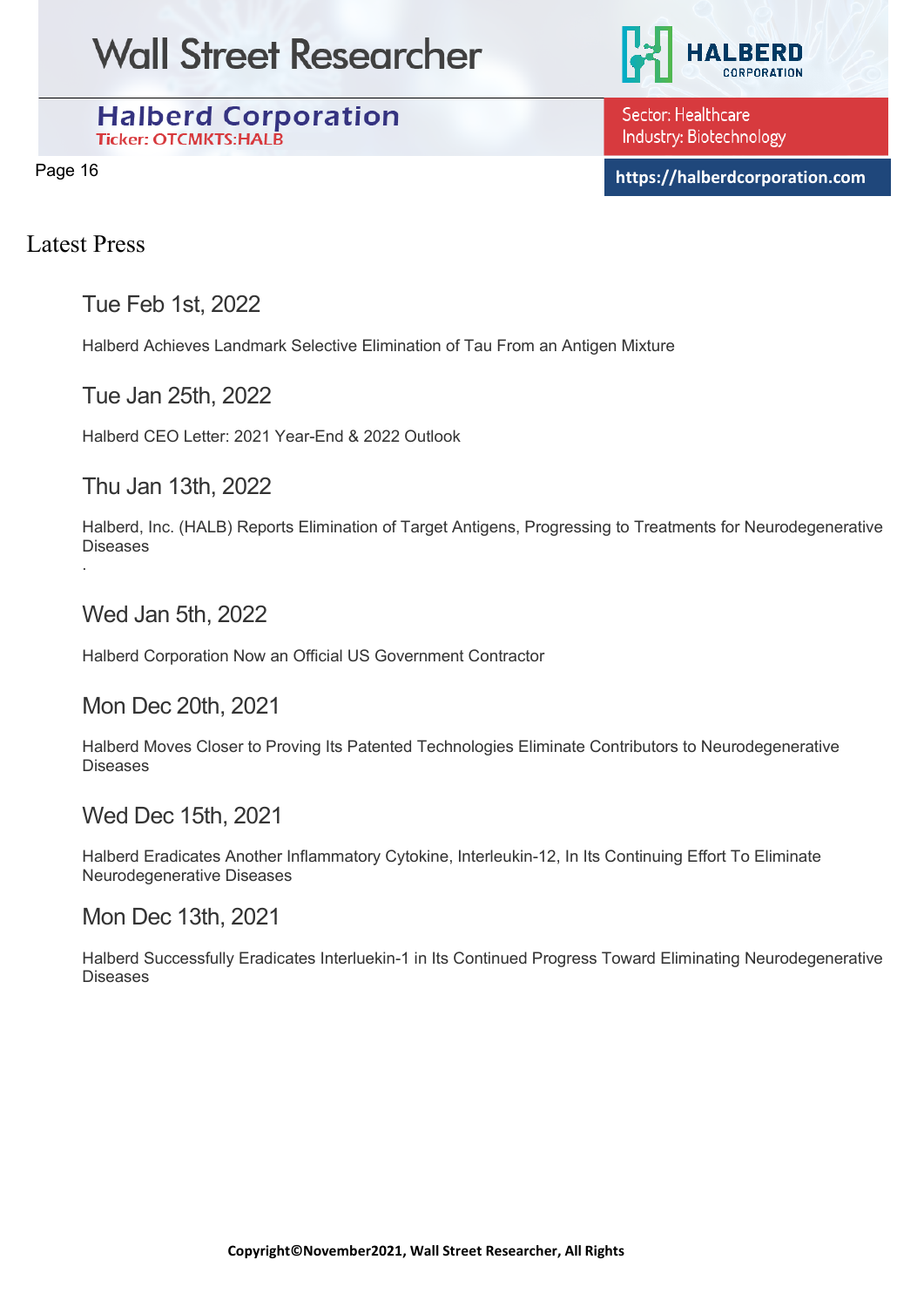## Latest Press

### Tue Feb 1st, 2022

Halberd Achieves Landmark Selective Elimination of Tau From an Antigen Mixture

### Tue Jan 25th, 2022

Halberd CEO Letter: 2021 Year-End & 2022 Outlook

### Thu Jan 13th, 2022

Halberd, Inc. (HALB) Reports Elimination of Target Antigens, Progressing to Treatments for Neurodegenerative Diseases

### Wed Jan 5th, 2022

Halberd Corporation Now an Official US Government Contractor

### Mon Dec 20th, 2021

Halberd Moves Closer to Proving Its Patented Technologies Eliminate Contributors to Neurodegenerative Diseases

### Wed Dec 15th, 2021

Halberd Eradicates Another Inflammatory Cytokine, Interleukin-12, In Its Continuing Effort To Eliminate Neurodegenerative Diseases

### Mon Dec 13th, 2021

Halberd Successfully Eradicates Interluekin-1 in Its Continued Progress Toward Eliminating Neurodegenerative Diseases